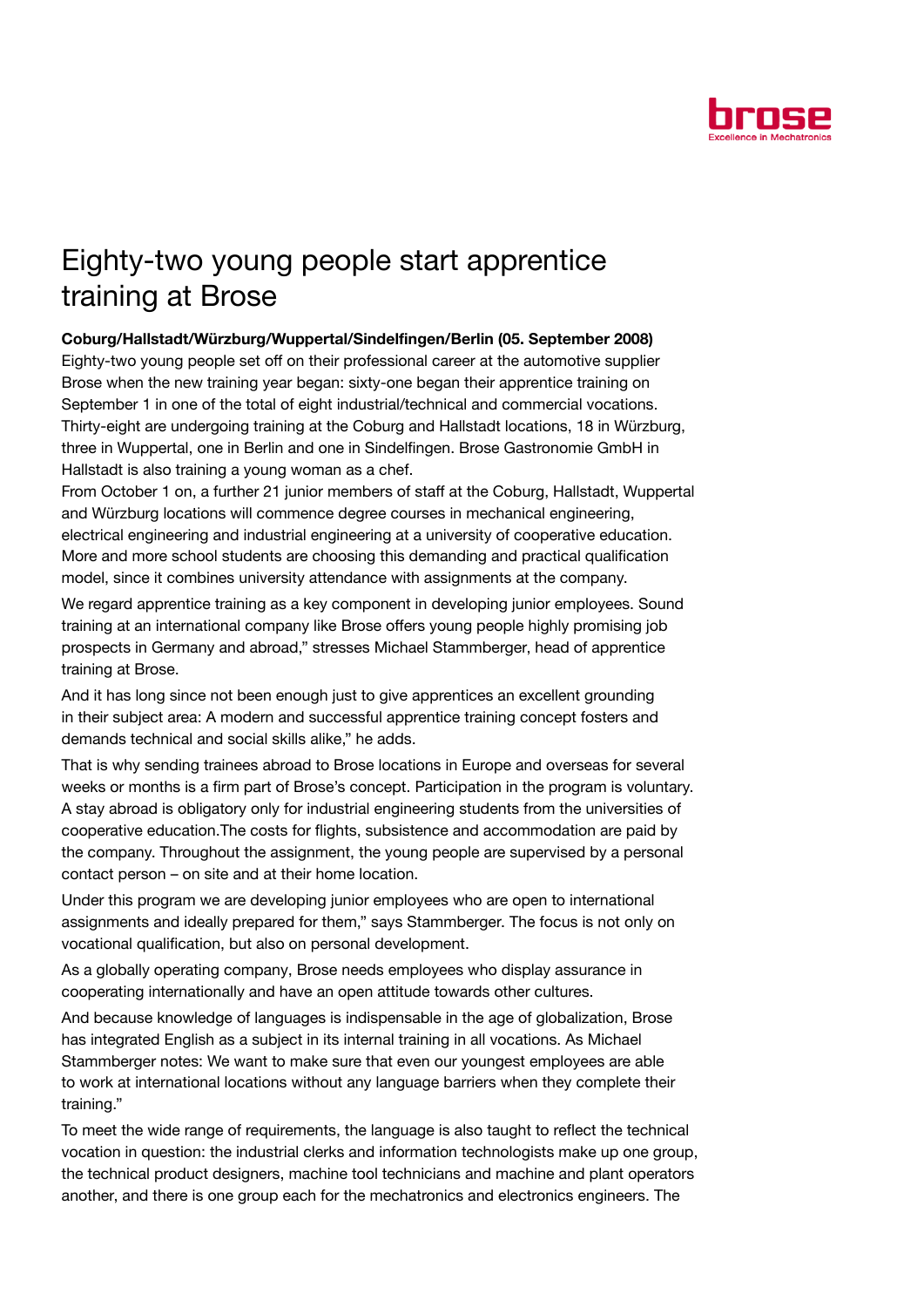# Eighty-two young people start apprentice training at Brose

**Coburg/Hallstadt/Würzburg/Wuppertal/Sindelfingen/Berlin (05. September 2008)**

Eighty-two young people set off on their professional career at the automotive supplier Brose when the new training year began: sixty-one began their apprentice training on September 1 in one of the total of eight industrial/technical and commercial vocations. Thirty-eight are undergoing training at the Coburg and Hallstadt locations, 18 in Würzburg, three in Wuppertal, one in Berlin and one in Sindelfingen. Brose Gastronomie GmbH in Hallstadt is also training a young woman as a chef.

From October 1 on, a further 21 junior members of staff at the Coburg, Hallstadt, Wuppertal and Würzburg locations will commence degree courses in mechanical engineering, electrical engineering and industrial engineering at a university of cooperative education. More and more school students are choosing this demanding and practical qualification model, since it combines university attendance with assignments at the company.

We regard apprentice training as a key component in developing junior employees. Sound training at an international company like Brose offers young people highly promising job prospects in Germany and abroad," stresses Michael Stammberger, head of apprentice training at Brose.

And it has long since not been enough just to give apprentices an excellent grounding in their subject area: A modern and successful apprentice training concept fosters and demands technical and social skills alike," he adds.

That is why sending trainees abroad to Brose locations in Europe and overseas for several weeks or months is a firm part of Brose's concept. Participation in the program is voluntary. A stay abroad is obligatory only for industrial engineering students from the universities of cooperative education.The costs for flights, subsistence and accommodation are paid by the company. Throughout the assignment, the young people are supervised by a personal contact person – on site and at their home location.

Under this program we are developing junior employees who are open to international assignments and ideally prepared for them," says Stammberger. The focus is not only on vocational qualification, but also on personal development.

As a globally operating company, Brose needs employees who display assurance in cooperating internationally and have an open attitude towards other cultures.

And because knowledge of languages is indispensable in the age of globalization, Brose has integrated English as a subject in its internal training in all vocations. As Michael Stammberger notes: We want to make sure that even our youngest employees are able to work at international locations without any language barriers when they complete their training."

To meet the wide range of requirements, the language is also taught to reflect the technical vocation in question: the industrial clerks and information technologists make up one group, the technical product designers, machine tool technicians and machine and plant operators another, and there is one group each for the mechatronics and electronics engineers. The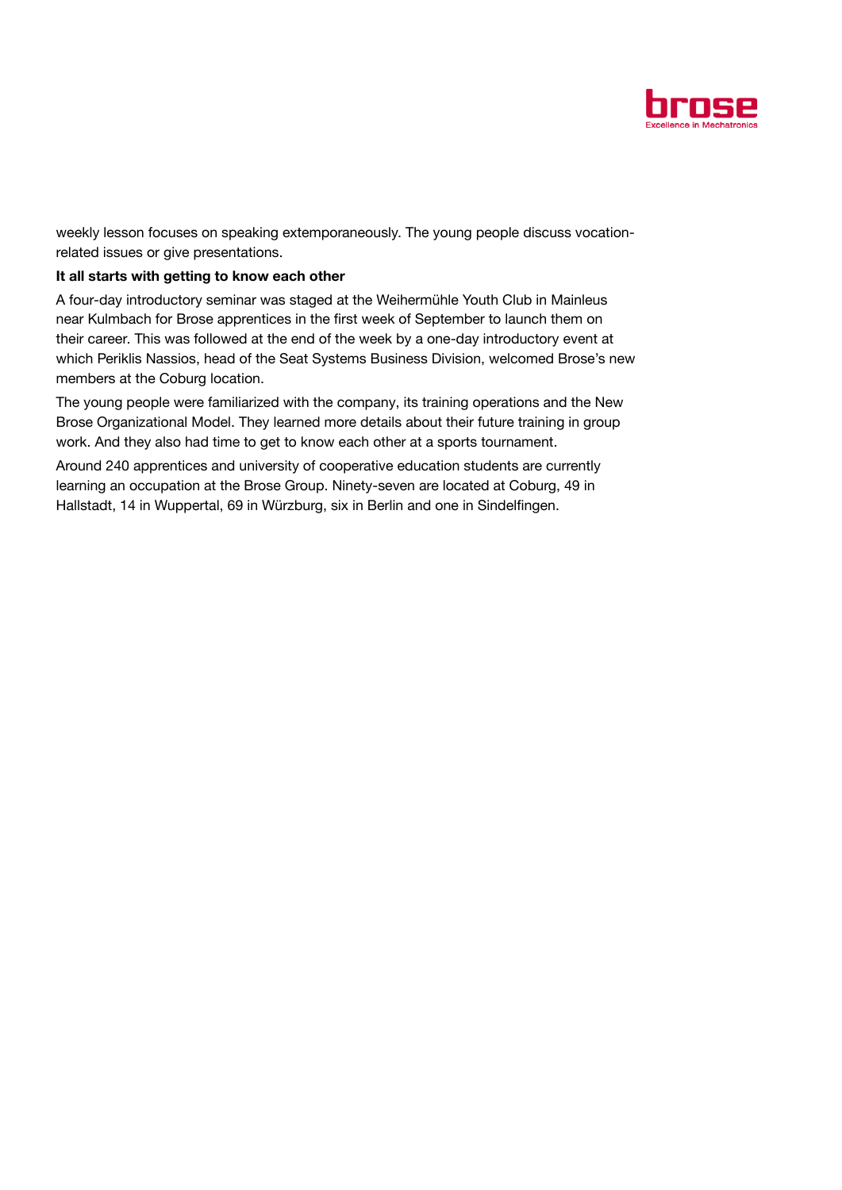weekly lesson focuses on speaking extemporaneously. The young people discuss vocation-related issues or give presentations.

**It all starts with getting to know each other**

A four-day introductory seminar was staged at the Weihermühle Youth Club in Mainleus near Kulmbach for Brose apprentices in the first week of September to launch them on their career. This was followed at the end of the week by a one-day introductory event at which Periklis Nassios, head of the Seat Systems Business Division, welcomed Brose's new members at the Coburg location.

The young people were familiarized with the company, its training operations and the New Brose Organizational Model. They learned more details about their future training in group work. And they also had time to get to know each other at a sports tournament.

Around 240 apprentices and university of cooperative education students are currently learning an occupation at the Brose Group. Ninety-seven are located at Coburg, 49 in Hallstadt, 14 in Wuppertal, 69 in Würzburg, six in Berlin and one in Sindelfingen.